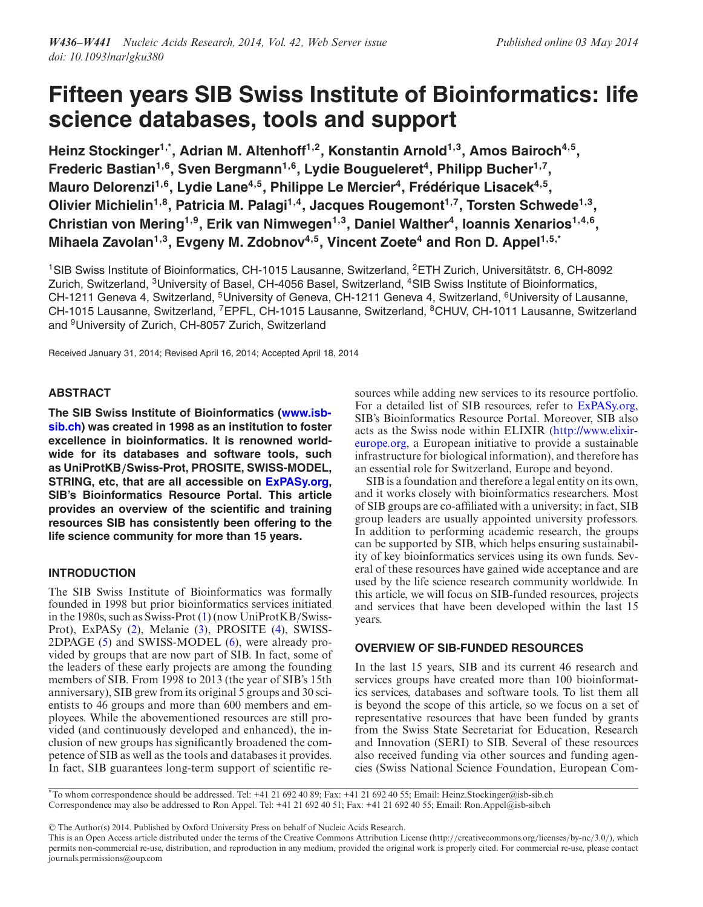# Fifteen years SIB Swiss Institute of Bioinformatics: life science databases, tools and support

**Heinz Stockinger[1,*], Adrian M. Altenhoff[1,2], Konstantin Arnold[1,3], Amos Bairoch[4,5], Frederic Bastian[1,6], Sven Bergmann[1,6], Lydie Bougueleret[4], Philipp Bucher[1,7], Mauro Delorenzi[1,6], Lydie Lane[4,5], Philippe Le Mercier[4], Frédérique Lisacek[4,5], Olivier Michielin[1,8], Patricia M. Palagi[1,4], Jacques Rougemont[1,7], Torsten Schwede[1,3], Christian von Mering[1,9], Erik van Nimwegen[1,3], Daniel Walther[4], Ioannis Xenarios[1,4,6], Mihaela Zavolan[1,3], Evgeny M. Zdobnov[4,5], Vincent Zoete[4] and Ron D. Appel[1,5,*]**

[1]SIB Swiss Institute of Bioinformatics, CH-1015 Lausanne, Switzerland, [2]ETH Zurich, Universitätstr. 6, CH-8092 Zurich, Switzerland, [3]University of Basel, CH-4056 Basel, Switzerland, [4]SIB Swiss Institute of Bioinformatics, CH-1211 Geneva 4, Switzerland, [5]University of Geneva, CH-1211 Geneva 4, Switzerland, [6]University of Lausanne, CH-1015 Lausanne, Switzerland, [7]EPFL, CH-1015 Lausanne, Switzerland, [8]CHUV, CH-1011 Lausanne, Switzerland and [9]University of Zurich, CH-8057 Zurich, Switzerland

Received January 31, 2014; Revised April 16, 2014; Accepted April 18, 2014

## ABSTRACT

**The SIB Swiss Institute of Bioinformatics (www.isb-sib.ch) was created in 1998 as an institution to foster excellence in bioinformatics. It is renowned worldwide for its databases and software tools, such as UniProtKB/Swiss-Prot, PROSITE, SWISS-MODEL, STRING, etc, that are all accessible on ExPASy.org, SIB's Bioinformatics Resource Portal. This article provides an overview of the scientific and training resources SIB has consistently been offering to the life science community for more than 15 years.**

## INTRODUCTION

The SIB Swiss Institute of Bioinformatics was formally founded in 1998 but prior bioinformatics services initiated in the 1980s, such as Swiss-Prot (1) (now UniProtKB/Swiss-Prot), ExPASy (2), Melanie (3), PROSITE (4), SWISS-2DPAGE (5) and SWISS-MODEL (6), were already provided by groups that are now part of SIB. In fact, some of the leaders of these early projects are among the founding members of SIB. From 1998 to 2013 (the year of SIB's 15th anniversary), SIB grew from its original 5 groups and 30 scientists to 46 groups and more than 600 members and employees. While the abovementioned resources are still provided (and continuously developed and enhanced), the inclusion of new groups has significantly broadened the competence of SIB as well as the tools and databases it provides. In fact, SIB guarantees long-term support of scientific resources while adding new services to its resource portfolio. For a detailed list of SIB resources, refer to ExPASy.org, SIB's Bioinformatics Resource Portal. Moreover, SIB also acts as the Swiss node within ELIXIR (http://www.elixir-europe.org, a European initiative to provide a sustainable infrastructure for biological information), and therefore has an essential role for Switzerland, Europe and beyond.

SIB is a foundation and therefore a legal entity on its own, and it works closely with bioinformatics researchers. Most of SIB groups are co-affiliated with a university; in fact, SIB group leaders are usually appointed university professors. In addition to performing academic research, the groups can be supported by SIB, which helps ensuring sustainability of key bioinformatics services using its own funds. Several of these resources have gained wide acceptance and are used by the life science research community worldwide. In this article, we will focus on SIB-funded resources, projects and services that have been developed within the last 15 years.

## OVERVIEW OF SIB-FUNDED RESOURCES

In the last 15 years, SIB and its current 46 research and services groups have created more than 100 bioinformatics services, databases and software tools. To list them all is beyond the scope of this article, so we focus on a set of representative resources that have been funded by grants from the Swiss State Secretariat for Education, Research and Innovation (SERI) to SIB. Several of these resources also received funding via other sources and funding agencies (Swiss National Science Foundation, European Com-

*To whom correspondence should be addressed. Tel: +41 21 692 40 89; Fax: +41 21 692 40 55; Email: Heinz.Stockinger@isb-sib.ch
Correspondence may also be addressed to Ron Appel. Tel: +41 21 692 40 51; Fax: +41 21 692 40 55; Email: Ron.Appel@isb-sib.ch

© The Author(s) 2014. Published by Oxford University Press on behalf of Nucleic Acids Research.
This is an Open Access article distributed under the terms of the Creative Commons Attribution License (http://creativecommons.org/licenses/by-nc/3.0/), which permits non-commercial re-use, distribution, and reproduction in any medium, provided the original work is properly cited. For commercial re-use, please contact journals.permissions@oup.com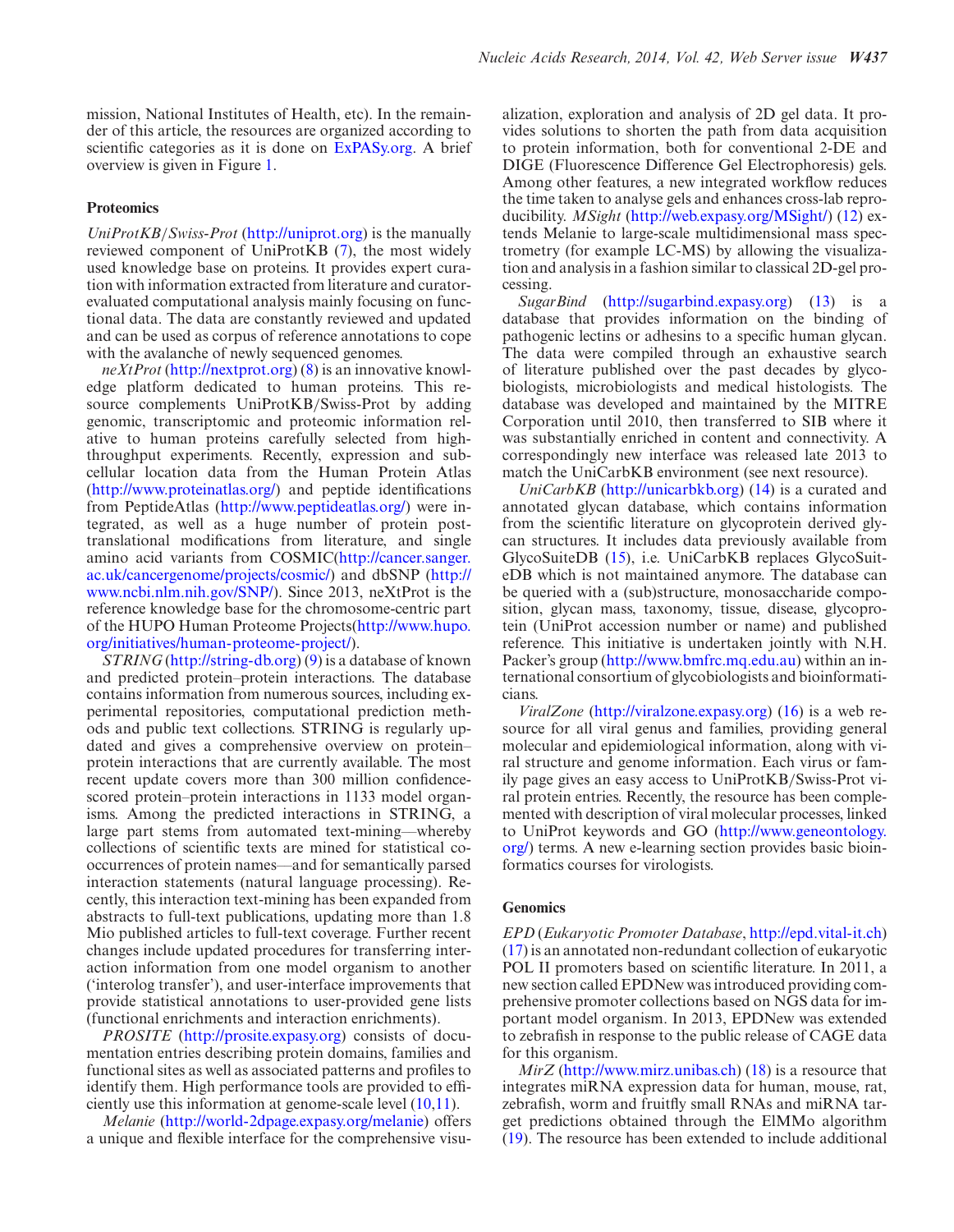mission, National Institutes of Health, etc). In the remainder of this article, the resources are organized according to scientific categories as it is done on ExPASy.org. A brief overview is given in Figure 1.

## Proteomics

*UniProtKB/Swiss-Prot* (http://uniprot.org) is the manually reviewed component of UniProtKB (7), the most widely used knowledge base on proteins. It provides expert curation with information extracted from literature and curator-evaluated computational analysis mainly focusing on functional data. The data are constantly reviewed and updated and can be used as corpus of reference annotations to cope with the avalanche of newly sequenced genomes.

*neXtProt* (http://nextprot.org) (8) is an innovative knowledge platform dedicated to human proteins. This resource complements UniProtKB/Swiss-Prot by adding genomic, transcriptomic and proteomic information relative to human proteins carefully selected from high-throughput experiments. Recently, expression and subcellular location data from the Human Protein Atlas (http://www.proteinatlas.org/) and peptide identifications from PeptideAtlas (http://www.peptideatlas.org/) were integrated, as well as a huge number of protein post-translational modifications from literature, and single amino acid variants from COSMIC(http://cancer.sanger.ac.uk/cancergenome/projects/cosmic/) and dbSNP (http://www.ncbi.nlm.nih.gov/SNP/). Since 2013, neXtProt is the reference knowledge base for the chromosome-centric part of the HUPO Human Proteome Projects(http://www.hupo.org/initiatives/human-proteome-project/).

*STRING* (http://string-db.org) (9) is a database of known and predicted protein–protein interactions. The database contains information from numerous sources, including experimental repositories, computational prediction methods and public text collections. STRING is regularly updated and gives a comprehensive overview on protein–protein interactions that are currently available. The most recent update covers more than 300 million confidence-scored protein–protein interactions in 1133 model organisms. Among the predicted interactions in STRING, a large part stems from automated text-mining—whereby collections of scientific texts are mined for statistical co-occurrences of protein names—and for semantically parsed interaction statements (natural language processing). Recently, this interaction text-mining has been expanded from abstracts to full-text publications, updating more than 1.8 Mio published articles to full-text coverage. Further recent changes include updated procedures for transferring interaction information from one model organism to another ('interolog transfer'), and user-interface improvements that provide statistical annotations to user-provided gene lists (functional enrichments and interaction enrichments).

*PROSITE* (http://prosite.expasy.org) consists of documentation entries describing protein domains, families and functional sites as well as associated patterns and profiles to identify them. High performance tools are provided to efficiently use this information at genome-scale level (10,11).

*Melanie* (http://world-2dpage.expasy.org/melanie) offers a unique and flexible interface for the comprehensive visualization, exploration and analysis of 2D gel data. It provides solutions to shorten the path from data acquisition to protein information, both for conventional 2-DE and DIGE (Fluorescence Difference Gel Electrophoresis) gels. Among other features, a new integrated workflow reduces the time taken to analyse gels and enhances cross-lab reproducibility. *MSight* (http://web.expasy.org/MSight/) (12) extends Melanie to large-scale multidimensional mass spectrometry (for example LC-MS) by allowing the visualization and analysis in a fashion similar to classical 2D-gel processing.

*SugarBind* (http://sugarbind.expasy.org) (13) is a database that provides information on the binding of pathogenic lectins or adhesins to a specific human glycan. The data were compiled through an exhaustive search of literature published over the past decades by glycobiologists, microbiologists and medical histologists. The database was developed and maintained by the MITRE Corporation until 2010, then transferred to SIB where it was substantially enriched in content and connectivity. A correspondingly new interface was released late 2013 to match the UniCarbKB environment (see next resource).

*UniCarbKB* (http://unicarbkb.org) (14) is a curated and annotated glycan database, which contains information from the scientific literature on glycoprotein derived glycan structures. It includes data previously available from GlycoSuiteDB (15), i.e. UniCarbKB replaces GlycoSuiteDB which is not maintained anymore. The database can be queried with a (sub)structure, monosaccharide composition, glycan mass, taxonomy, tissue, disease, glycoprotein (UniProt accession number or name) and published reference. This initiative is undertaken jointly with N.H. Packer's group (http://www.bmfrc.mq.edu.au) within an international consortium of glycobiologists and bioinformaticians.

*ViralZone* (http://viralzone.expasy.org) (16) is a web resource for all viral genus and families, providing general molecular and epidemiological information, along with viral structure and genome information. Each virus or family page gives an easy access to UniProtKB/Swiss-Prot viral protein entries. Recently, the resource has been complemented with description of viral molecular processes, linked to UniProt keywords and GO (http://www.geneontology.org/) terms. A new e-learning section provides basic bioinformatics courses for virologists.

## Genomics

*EPD* (*Eukaryotic Promoter Database*, http://epd.vital-it.ch) (17) is an annotated non-redundant collection of eukaryotic POL II promoters based on scientific literature. In 2011, a new section called EPDNew was introduced providing comprehensive promoter collections based on NGS data for important model organism. In 2013, EPDNew was extended to zebrafish in response to the public release of CAGE data for this organism.

*MirZ* (http://www.mirz.unibas.ch) (18) is a resource that integrates miRNA expression data for human, mouse, rat, zebrafish, worm and fruitfly small RNAs and miRNA target predictions obtained through the ElMMo algorithm (19). The resource has been extended to include additional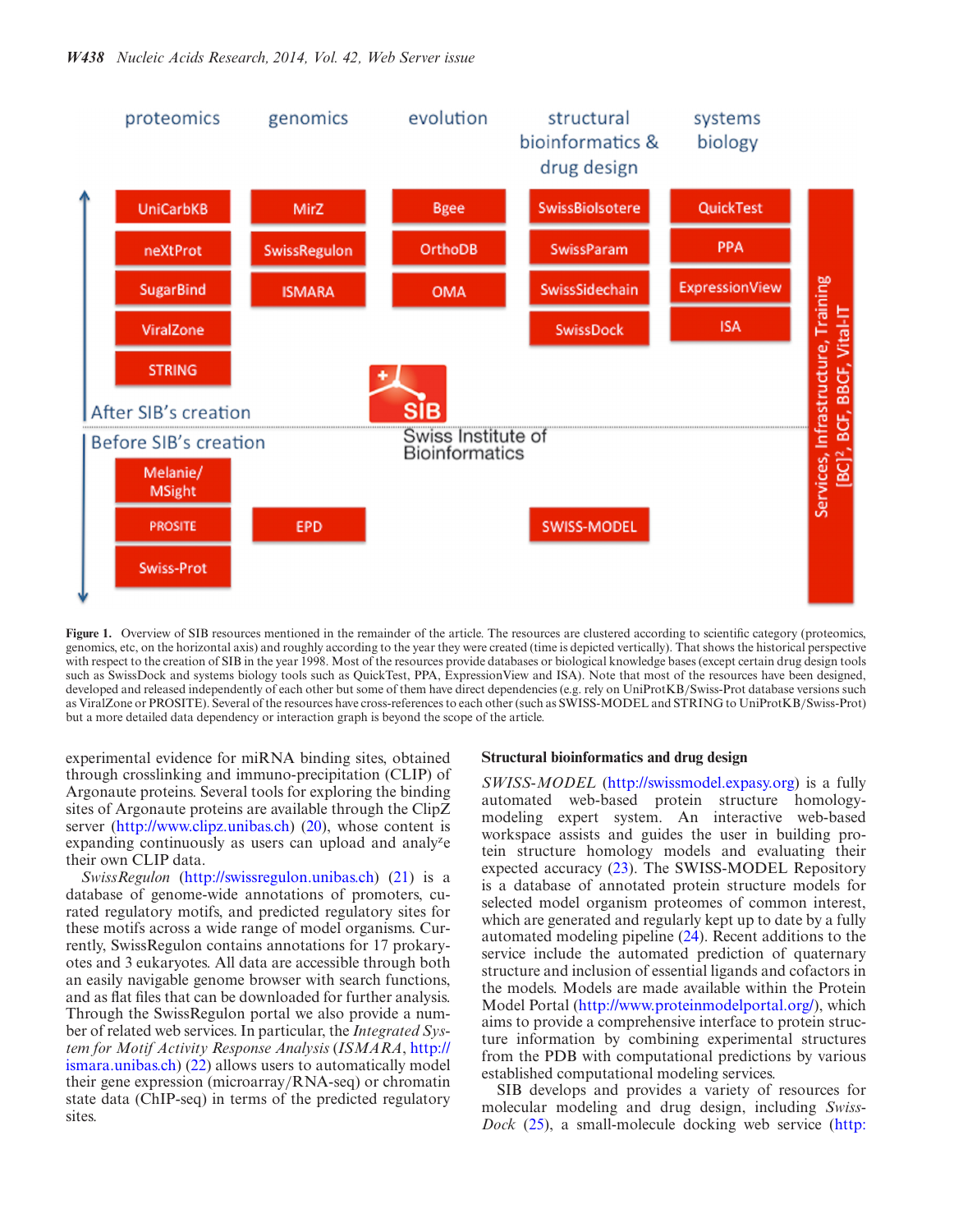**Figure 1.** Overview of SIB resources mentioned in the remainder of the article. The resources are clustered according to scientific category (proteomics, genomics, etc, on the horizontal axis) and roughly according to the year they were created (time is depicted vertically). That shows the historical perspective with respect to the creation of SIB in the year 1998. Most of the resources provide databases or biological knowledge bases (except certain drug design tools such as SwissDock and systems biology tools such as QuickTest, PPA, ExpressionView and ISA). Note that most of the resources have been designed, developed and released independently of each other but some of them have direct dependencies (e.g. rely on UniProtKB/Swiss-Prot database versions such as ViralZone or PROSITE). Several of the resources have cross-references to each other (such as SWISS-MODEL and STRING to UniProtKB/Swiss-Prot) but a more detailed data dependency or interaction graph is beyond the scope of the article.

experimental evidence for miRNA binding sites, obtained through crosslinking and immuno-precipitation (CLIP) of Argonaute proteins. Several tools for exploring the binding sites of Argonaute proteins are available through the ClipZ server (http://www.clipz.unibas.ch) (20), whose content is expanding continuously as users can upload and analyze their own CLIP data.

*SwissRegulon* (http://swissregulon.unibas.ch) (21) is a database of genome-wide annotations of promoters, curated regulatory motifs, and predicted regulatory sites for these motifs across a wide range of model organisms. Currently, SwissRegulon contains annotations for 17 prokaryotes and 3 eukaryotes. All data are accessible through both an easily navigable genome browser with search functions, and as flat files that can be downloaded for further analysis. Through the SwissRegulon portal we also provide a number of related web services. In particular, the *Integrated System for Motif Activity Response Analysis* (*ISMARA*, http://ismara.unibas.ch) (22) allows users to automatically model their gene expression (microarray/RNA-seq) or chromatin state data (ChIP-seq) in terms of the predicted regulatory sites.

## Structural bioinformatics and drug design

*SWISS-MODEL* (http://swissmodel.expasy.org) is a fully automated web-based protein structure homology-modeling expert system. An interactive web-based workspace assists and guides the user in building protein structure homology models and evaluating their expected accuracy (23). The SWISS-MODEL Repository is a database of annotated protein structure models for selected model organism proteomes of common interest, which are generated and regularly kept up to date by a fully automated modeling pipeline (24). Recent additions to the service include the automated prediction of quaternary structure and inclusion of essential ligands and cofactors in the models. Models are made available within the Protein Model Portal (http://www.proteinmodelportal.org/), which aims to provide a comprehensive interface to protein structure information by combining experimental structures from the PDB with computational predictions by various established computational modeling services.

SIB develops and provides a variety of resources for molecular modeling and drug design, including *SwissDock* (25), a small-molecule docking web service (http: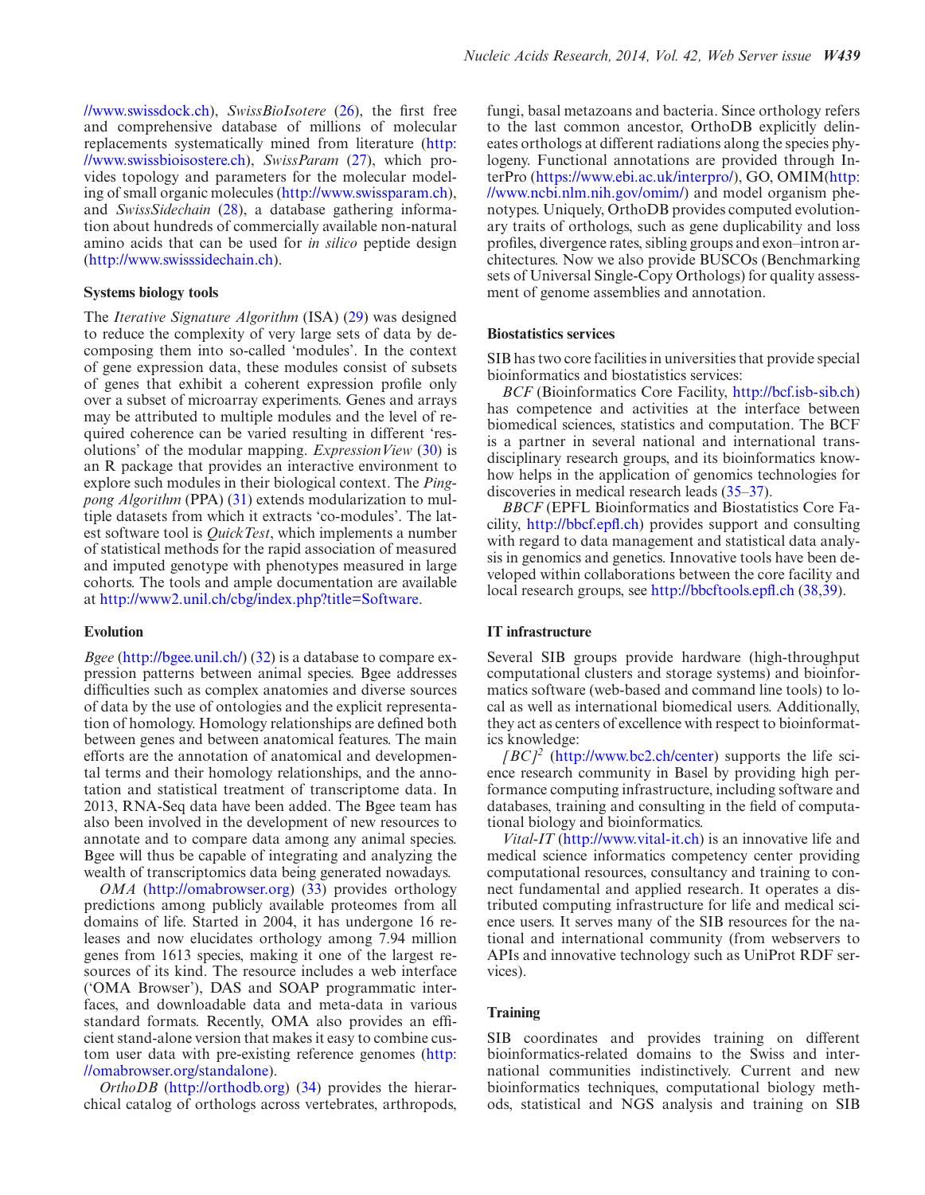//www.swissdock.ch), *SwissBioIsotere* (26), the first free and comprehensive database of millions of molecular replacements systematically mined from literature (http://www.swissbioisostere.ch), *SwissParam* (27), which provides topology and parameters for the molecular modeling of small organic molecules (http://www.swissparam.ch), and *SwissSidechain* (28), a database gathering information about hundreds of commercially available non-natural amino acids that can be used for *in silico* peptide design (http://www.swisssidechain.ch).

### Systems biology tools

The *Iterative Signature Algorithm* (ISA) (29) was designed to reduce the complexity of very large sets of data by decomposing them into so-called 'modules'. In the context of gene expression data, these modules consist of subsets of genes that exhibit a coherent expression profile only over a subset of microarray experiments. Genes and arrays may be attributed to multiple modules and the level of required coherence can be varied resulting in different 'resolutions' of the modular mapping. *ExpressionView* (30) is an R package that provides an interactive environment to explore such modules in their biological context. The *Ping-pong Algorithm* (PPA) (31) extends modularization to multiple datasets from which it extracts 'co-modules'. The latest software tool is *QuickTest*, which implements a number of statistical methods for the rapid association of measured and imputed genotype with phenotypes measured in large cohorts. The tools and ample documentation are available at http://www2.unil.ch/cbg/index.php?title=Software.

### Evolution

*Bgee* (http://bgee.unil.ch/) (32) is a database to compare expression patterns between animal species. Bgee addresses difficulties such as complex anatomies and diverse sources of data by the use of ontologies and the explicit representation of homology. Homology relationships are defined both between genes and between anatomical features. The main efforts are the annotation of anatomical and developmental terms and their homology relationships, and the annotation and statistical treatment of transcriptome data. In 2013, RNA-Seq data have been added. The Bgee team has also been involved in the development of new resources to annotate and to compare data among any animal species. Bgee will thus be capable of integrating and analyzing the wealth of transcriptomics data being generated nowadays.

*OMA* (http://omabrowser.org) (33) provides orthology predictions among publicly available proteomes from all domains of life. Started in 2004, it has undergone 16 releases and now elucidates orthology among 7.94 million genes from 1613 species, making it one of the largest resources of its kind. The resource includes a web interface ('OMA Browser'), DAS and SOAP programmatic interfaces, and downloadable data and meta-data in various standard formats. Recently, OMA also provides an efficient stand-alone version that makes it easy to combine custom user data with pre-existing reference genomes (http://omabrowser.org/standalone).

*OrthoDB* (http://orthodb.org) (34) provides the hierarchical catalog of orthologs across vertebrates, arthropods, fungi, basal metazoans and bacteria. Since orthology refers to the last common ancestor, OrthoDB explicitly delineates orthologs at different radiations along the species phylogeny. Functional annotations are provided through InterPro (https://www.ebi.ac.uk/interpro/), GO, OMIM(http://www.ncbi.nlm.nih.gov/omim/) and model organism phenotypes. Uniquely, OrthoDB provides computed evolutionary traits of orthologs, such as gene duplicability and loss profiles, divergence rates, sibling groups and exon–intron architectures. Now we also provide BUSCOs (Benchmarking sets of Universal Single-Copy Orthologs) for quality assessment of genome assemblies and annotation.

### Biostatistics services

SIB has two core facilities in universities that provide special bioinformatics and biostatistics services:

*BCF* (Bioinformatics Core Facility, http://bcf.isb-sib.ch) has competence and activities at the interface between biomedical sciences, statistics and computation. The BCF is a partner in several national and international transdisciplinary research groups, and its bioinformatics know-how helps in the application of genomics technologies for discoveries in medical research leads (35–37).

*BBCF* (EPFL Bioinformatics and Biostatistics Core Facility, http://bbcf.epfl.ch) provides support and consulting with regard to data management and statistical data analysis in genomics and genetics. Innovative tools have been developed within collaborations between the core facility and local research groups, see http://bbcftools.epfl.ch (38,39).

### IT infrastructure

Several SIB groups provide hardware (high-throughput computational clusters and storage systems) and bioinformatics software (web-based and command line tools) to local as well as international biomedical users. Additionally, they act as centers of excellence with respect to bioinformatics knowledge:

*[BC]*$^2$ (http://www.bc2.ch/center) supports the life science research community in Basel by providing high performance computing infrastructure, including software and databases, training and consulting in the field of computational biology and bioinformatics.

*Vital-IT* (http://www.vital-it.ch) is an innovative life and medical science informatics competency center providing computational resources, consultancy and training to connect fundamental and applied research. It operates a distributed computing infrastructure for life and medical science users. It serves many of the SIB resources for the national and international community (from webservers to APIs and innovative technology such as UniProt RDF services).

### Training

SIB coordinates and provides training on different bioinformatics-related domains to the Swiss and international communities indistinctively. Current and new bioinformatics techniques, computational biology methods, statistical and NGS analysis and training on SIB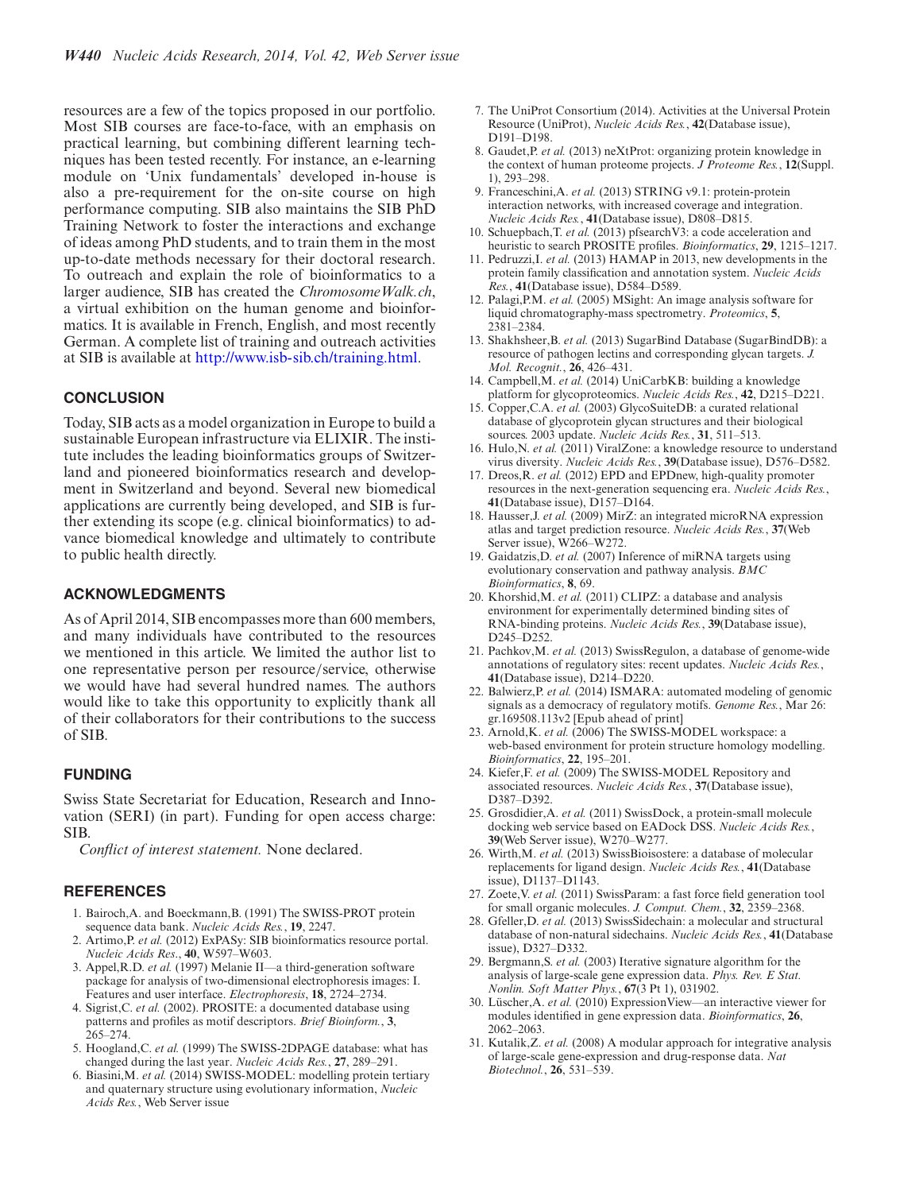resources are a few of the topics proposed in our portfolio. Most SIB courses are face-to-face, with an emphasis on practical learning, but combining different learning techniques has been tested recently. For instance, an e-learning module on 'Unix fundamentals' developed in-house is also a pre-requirement for the on-site course on high performance computing. SIB also maintains the SIB PhD Training Network to foster the interactions and exchange of ideas among PhD students, and to train them in the most up-to-date methods necessary for their doctoral research. To outreach and explain the role of bioinformatics to a larger audience, SIB has created the *ChromosomeWalk.ch*, a virtual exhibition on the human genome and bioinformatics. It is available in French, English, and most recently German. A complete list of training and outreach activities at SIB is available at http://www.isb-sib.ch/training.html.

## CONCLUSION

Today, SIB acts as a model organization in Europe to build a sustainable European infrastructure via ELIXIR. The institute includes the leading bioinformatics groups of Switzerland and pioneered bioinformatics research and development in Switzerland and beyond. Several new biomedical applications are currently being developed, and SIB is further extending its scope (e.g. clinical bioinformatics) to advance biomedical knowledge and ultimately to contribute to public health directly.

## ACKNOWLEDGMENTS

As of April 2014, SIB encompasses more than 600 members, and many individuals have contributed to the resources we mentioned in this article. We limited the author list to one representative person per resource/service, otherwise we would have had several hundred names. The authors would like to take this opportunity to explicitly thank all of their collaborators for their contributions to the success of SIB.

## FUNDING

Swiss State Secretariat for Education, Research and Innovation (SERI) (in part). Funding for open access charge: SIB.

*Conflict of interest statement.* None declared.

## REFERENCES

1. Bairoch,A. and Boeckmann,B. (1991) The SWISS-PROT protein sequence data bank. *Nucleic Acids Res.*, **19**, 2247.
2. Artimo,P. *et al.* (2012) ExPASy: SIB bioinformatics resource portal. *Nucleic Acids Res.*, **40**, W597–W603.
3. Appel,R.D. *et al.* (1997) Melanie II—a third-generation software package for analysis of two-dimensional electrophoresis images: I. Features and user interface. *Electrophoresis*, **18**, 2724–2734.
4. Sigrist,C. *et al.* (2002). PROSITE: a documented database using patterns and profiles as motif descriptors. *Brief Bioinform.*, **3**, 265–274.
5. Hoogland,C. *et al.* (1999) The SWISS-2DPAGE database: what has changed during the last year. *Nucleic Acids Res.*, **27**, 289–291.
6. Biasini,M. *et al.* (2014) SWISS-MODEL: modelling protein tertiary and quaternary structure using evolutionary information, *Nucleic Acids Res.*, Web Server issue
7. The UniProt Consortium (2014). Activities at the Universal Protein Resource (UniProt), *Nucleic Acids Res.*, **42**(Database issue), D191–D198.
8. Gaudet,P. *et al.* (2013) neXtProt: organizing protein knowledge in the context of human proteome projects. *J Proteome Res.*, **12**(Suppl. 1), 293–298.
9. Franceschini,A. *et al.* (2013) STRING v9.1: protein-protein interaction networks, with increased coverage and integration. *Nucleic Acids Res.*, **41**(Database issue), D808–D815.
10. Schuepbach,T. *et al.* (2013) pfsearchV3: a code acceleration and heuristic to search PROSITE profiles. *Bioinformatics*, **29**, 1215–1217.
11. Pedruzzi,I. *et al.* (2013) HAMAP in 2013, new developments in the protein family classification and annotation system. *Nucleic Acids Res.*, **41**(Database issue), D584–D589.
12. Palagi,P.M. *et al.* (2005) MSight: An image analysis software for liquid chromatography-mass spectrometry. *Proteomics*, **5**, 2381–2384.
13. Shakhsheer,B. *et al.* (2013) SugarBind Database (SugarBindDB): a resource of pathogen lectins and corresponding glycan targets. *J. Mol. Recognit.*, **26**, 426–431.
14. Campbell,M. *et al.* (2014) UniCarbKB: building a knowledge platform for glycoproteomics. *Nucleic Acids Res.*, **42**, D215–D221.
15. Copper,C.A. *et al.* (2003) GlycoSuiteDB: a curated relational database of glycoprotein glycan structures and their biological sources. 2003 update. *Nucleic Acids Res.*, **31**, 511–513.
16. Hulo,N. *et al.* (2011) ViralZone: a knowledge resource to understand virus diversity. *Nucleic Acids Res.*, **39**(Database issue), D576–D582.
17. Dreos,R. *et al.* (2012) EPD and EPDnew, high-quality promoter resources in the next-generation sequencing era. *Nucleic Acids Res.*, **41**(Database issue), D157–D164.
18. Hausser,J. *et al.* (2009) MirZ: an integrated microRNA expression atlas and target prediction resource. *Nucleic Acids Res.*, **37**(Web Server issue), W266–W272.
19. Gaidatzis,D. *et al.* (2007) Inference of miRNA targets using evolutionary conservation and pathway analysis. *BMC Bioinformatics*, **8**, 69.
20. Khorshid,M. *et al.* (2011) CLIPZ: a database and analysis environment for experimentally determined binding sites of RNA-binding proteins. *Nucleic Acids Res.*, **39**(Database issue), D245–D252.
21. Pachkov,M. *et al.* (2013) SwissRegulon, a database of genome-wide annotations of regulatory sites: recent updates. *Nucleic Acids Res.*, **41**(Database issue), D214–D220.
22. Balwierz,P. *et al.* (2014) ISMARA: automated modeling of genomic signals as a democracy of regulatory motifs. *Genome Res.*, Mar 26: gr.169508.113v2 [Epub ahead of print]
23. Arnold,K. *et al.* (2006) The SWISS-MODEL workspace: a web-based environment for protein structure homology modelling. *Bioinformatics*, **22**, 195–201.
24. Kiefer,F. *et al.* (2009) The SWISS-MODEL Repository and associated resources. *Nucleic Acids Res.*, **37**(Database issue), D387–D392.
25. Grosdidier,A. *et al.* (2011) SwissDock, a protein-small molecule docking web service based on EADock DSS. *Nucleic Acids Res.*, **39**(Web Server issue), W270–W277.
26. Wirth,M. *et al.* (2013) SwissBioisostere: a database of molecular replacements for ligand design. *Nucleic Acids Res.*, **41**(Database issue), D1137–D1143.
27. Zoete,V. *et al.* (2011) SwissParam: a fast force field generation tool for small organic molecules. *J. Comput. Chem.*, **32**, 2359–2368.
28. Gfeller,D. *et al.* (2013) SwissSidechain: a molecular and structural database of non-natural sidechains. *Nucleic Acids Res.*, **41**(Database issue), D327–D332.
29. Bergmann,S. *et al.* (2003) Iterative signature algorithm for the analysis of large-scale gene expression data. *Phys. Rev. E Stat. Nonlin. Soft Matter Phys.*, **67**(3 Pt 1), 031902.
30. Lüscher,A. *et al.* (2010) ExpressionView—an interactive viewer for modules identified in gene expression data. *Bioinformatics*, **26**, 2062–2063.
31. Kutalik,Z. *et al.* (2008) A modular approach for integrative analysis of large-scale gene-expression and drug-response data. *Nat Biotechnol.*, **26**, 531–539.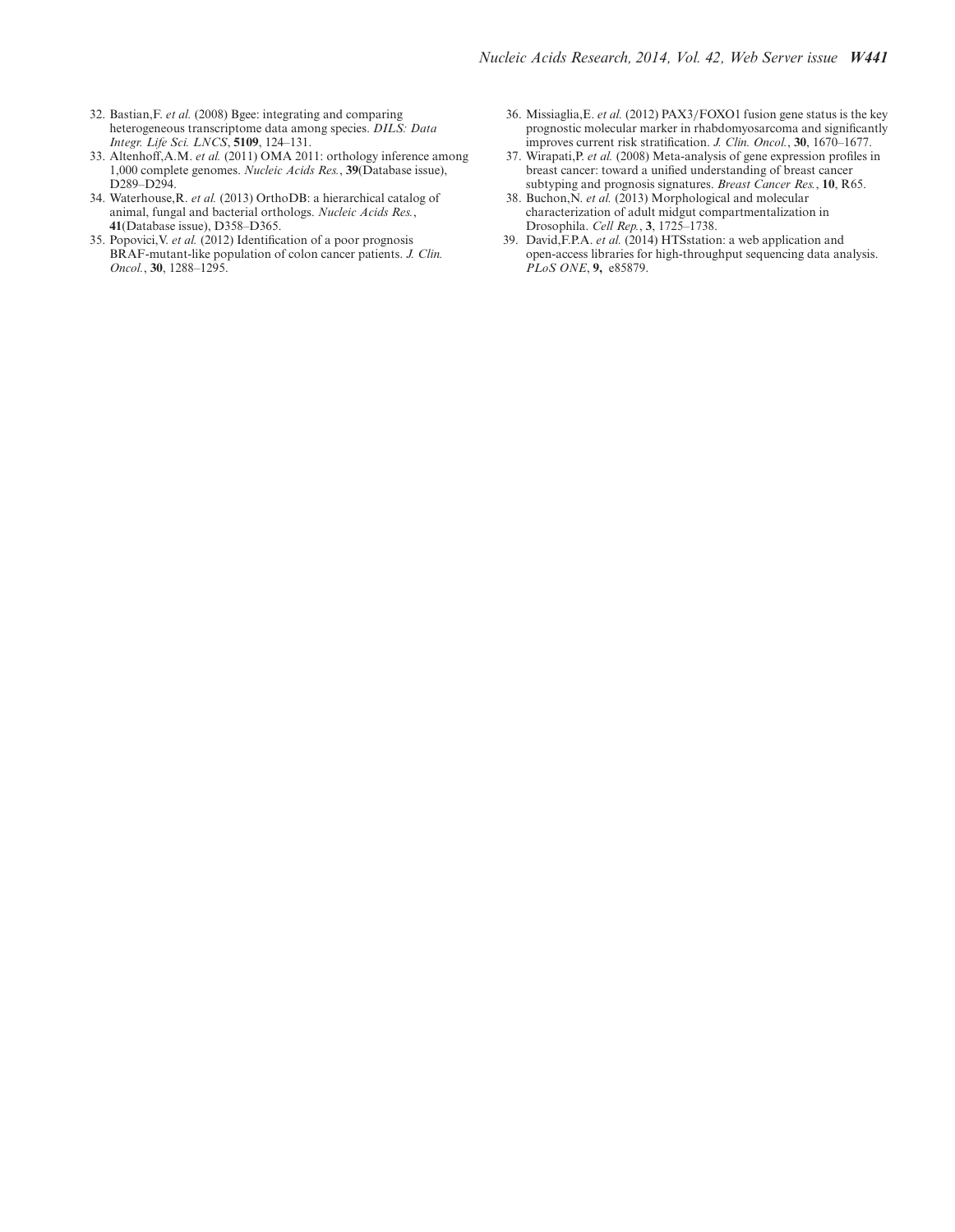32. Bastian,F. *et al.* (2008) Bgee: integrating and comparing heterogeneous transcriptome data among species. *DILS: Data Integr. Life Sci. LNCS*, **5109**, 124–131.
33. Altenhoff,A.M. *et al.* (2011) OMA 2011: orthology inference among 1,000 complete genomes. *Nucleic Acids Res.*, **39**(Database issue), D289–D294.
34. Waterhouse,R. *et al.* (2013) OrthoDB: a hierarchical catalog of animal, fungal and bacterial orthologs. *Nucleic Acids Res.*, **41**(Database issue), D358–D365.
35. Popovici,V. *et al.* (2012) Identification of a poor prognosis BRAF-mutant-like population of colon cancer patients. *J. Clin. Oncol.*, **30**, 1288–1295.
36. Missiaglia,E. *et al.* (2012) PAX3/FOXO1 fusion gene status is the key prognostic molecular marker in rhabdomyosarcoma and significantly improves current risk stratification. *J. Clin. Oncol.*, **30**, 1670–1677.
37. Wirapati,P. *et al.* (2008) Meta-analysis of gene expression profiles in breast cancer: toward a unified understanding of breast cancer subtyping and prognosis signatures. *Breast Cancer Res.*, **10**, R65.
38. Buchon,N. *et al.* (2013) Morphological and molecular characterization of adult midgut compartmentalization in Drosophila. *Cell Rep.*, **3**, 1725–1738.
39. David,F.P.A. *et al.* (2014) HTSstation: a web application and open-access libraries for high-throughput sequencing data analysis. *PLoS ONE*, **9,** e85879.